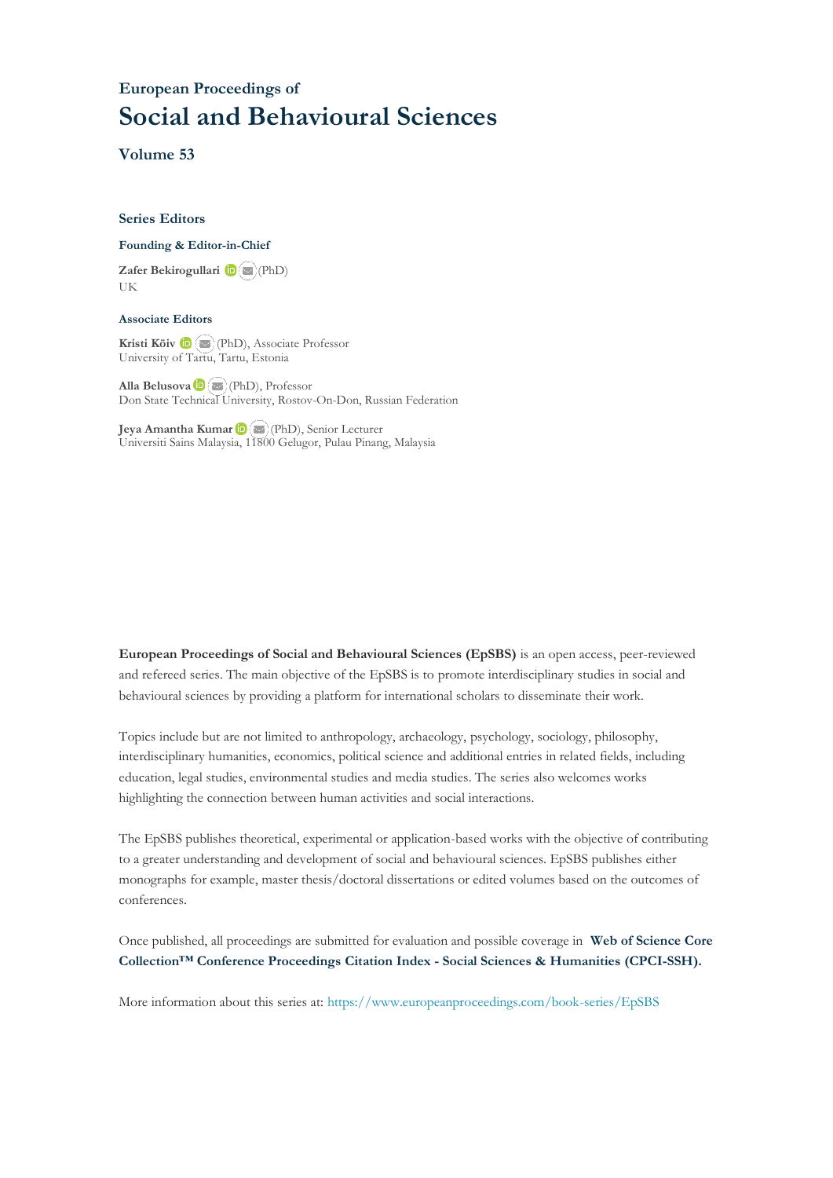European Proceedings of

# Social and Behavioural Sciences

## Volume 53

### Series Editors

**Founding & Editor-in-Chief**

**Zafer Bekirogullari** (PhD)
UK

**Associate Editors**

**Kristi Köiv** (PhD), Associate Professor
University of Tartu, Tartu, Estonia

**Alla Belusova** (PhD), Professor
Don State Technical University, Rostov-On-Don, Russian Federation

**Jeya Amantha Kumar** (PhD), Senior Lecturer
Universiti Sains Malaysia, 11800 Gelugor, Pulau Pinang, Malaysia

**European Proceedings of Social and Behavioural Sciences (EpSBS)** is an open access, peer-reviewed and refereed series. The main objective of the EpSBS is to promote interdisciplinary studies in social and behavioural sciences by providing a platform for international scholars to disseminate their work.

Topics include but are not limited to anthropology, archaeology, psychology, sociology, philosophy, interdisciplinary humanities, economics, political science and additional entries in related fields, including education, legal studies, environmental studies and media studies. The series also welcomes works highlighting the connection between human activities and social interactions.

The EpSBS publishes theoretical, experimental or application-based works with the objective of contributing to a greater understanding and development of social and behavioural sciences. EpSBS publishes either monographs for example, master thesis/doctoral dissertations or edited volumes based on the outcomes of conferences.

Once published, all proceedings are submitted for evaluation and possible coverage in **Web of Science Core Collection™ Conference Proceedings Citation Index - Social Sciences & Humanities (CPCI-SSH).**

More information about this series at: https://www.europeanproceedings.com/book-series/EpSBS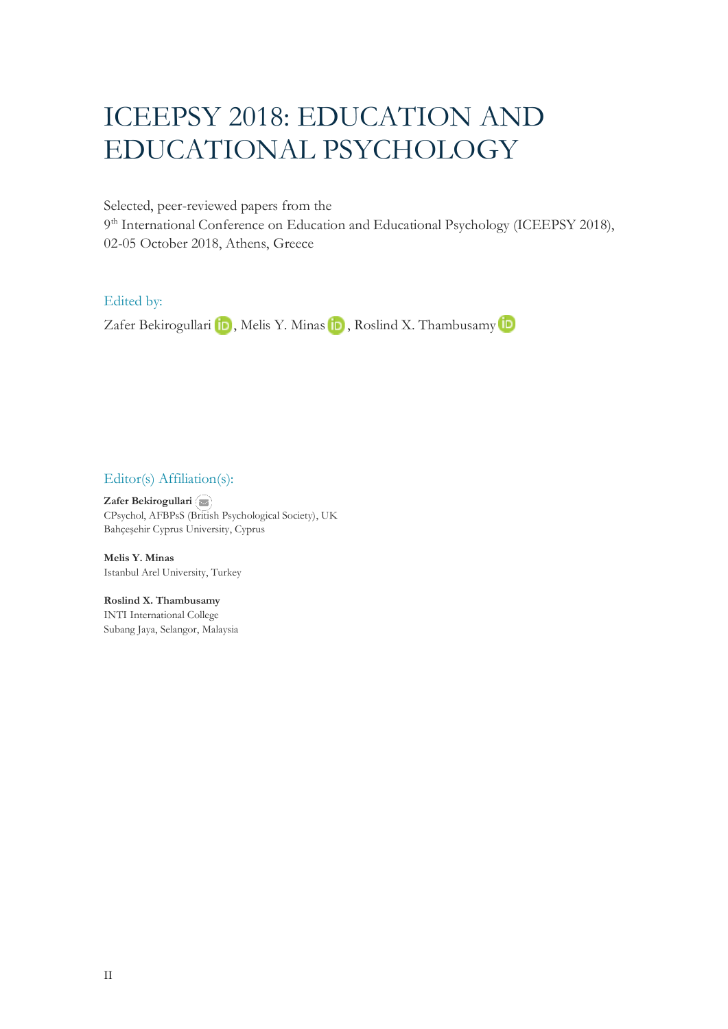# ICEEPSY 2018: EDUCATION AND EDUCATIONAL PSYCHOLOGY

Selected, peer-reviewed papers from the
9th International Conference on Education and Educational Psychology (ICEEPSY 2018),
02-05 October 2018, Athens, Greece

Edited by:

Zafer Bekirogullari, Melis Y. Minas, Roslind X. Thambusamy

Editor(s) Affiliation(s):

**Zafer Bekirogullari**
CPsychol, AFBPsS (British Psychological Society), UK
Bahçeşehir Cyprus University, Cyprus

**Melis Y. Minas**
Istanbul Arel University, Turkey

**Roslind X. Thambusamy**
INTI International College
Subang Jaya, Selangor, Malaysia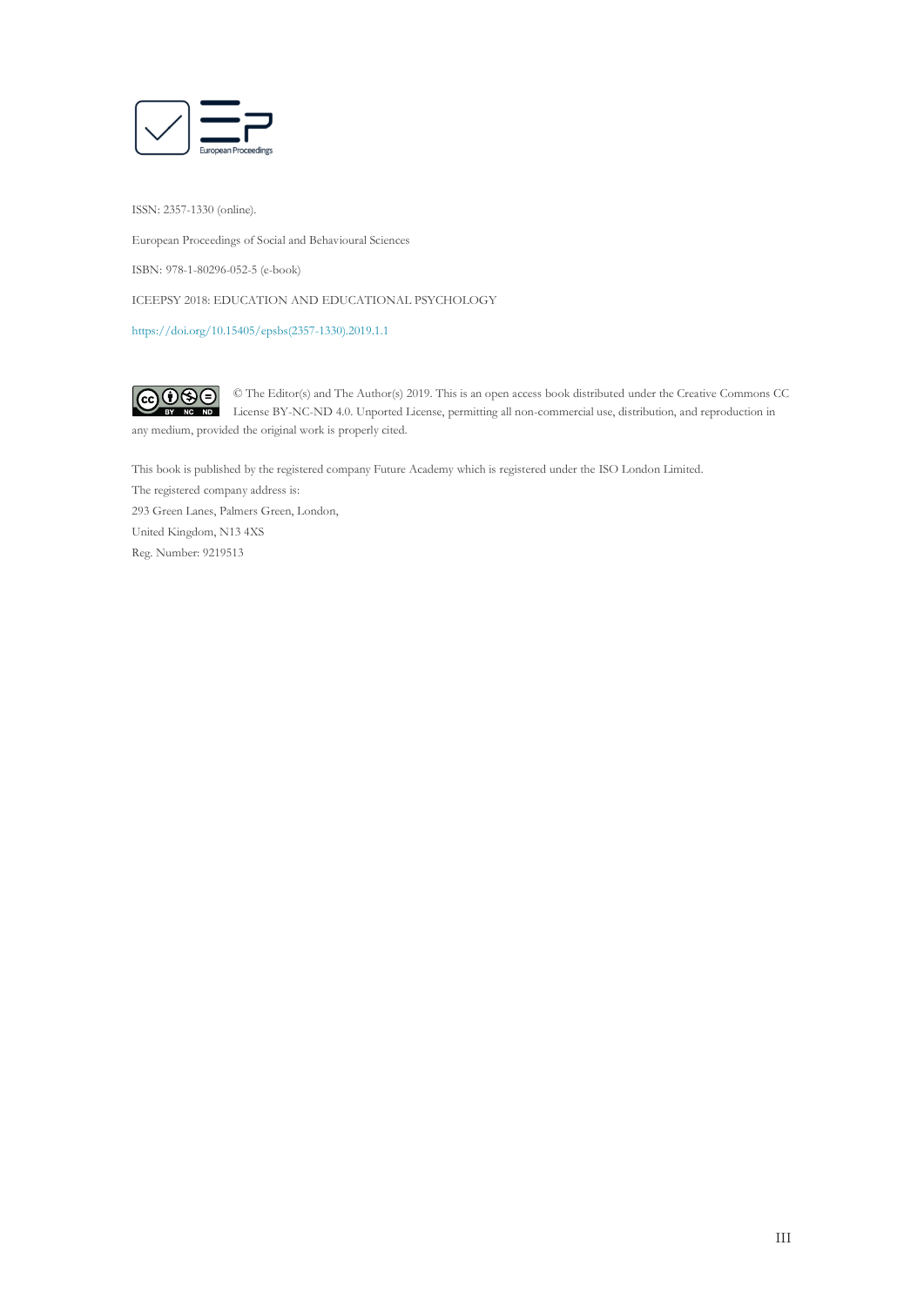ISSN: 2357-1330 (online).

European Proceedings of Social and Behavioural Sciences

ISBN: 978-1-80296-052-5 (e-book)

ICEEPSY 2018: EDUCATION AND EDUCATIONAL PSYCHOLOGY

https://doi.org/10.15405/epsbs(2357-1330).2019.1.1

© The Editor(s) and The Author(s) 2019. This is an open access book distributed under the Creative Commons CC License BY-NC-ND 4.0. Unported License, permitting all non-commercial use, distribution, and reproduction in any medium, provided the original work is properly cited.

This book is published by the registered company Future Academy which is registered under the ISO London Limited.
The registered company address is:
293 Green Lanes, Palmers Green, London,
United Kingdom, N13 4XS
Reg. Number: 9219513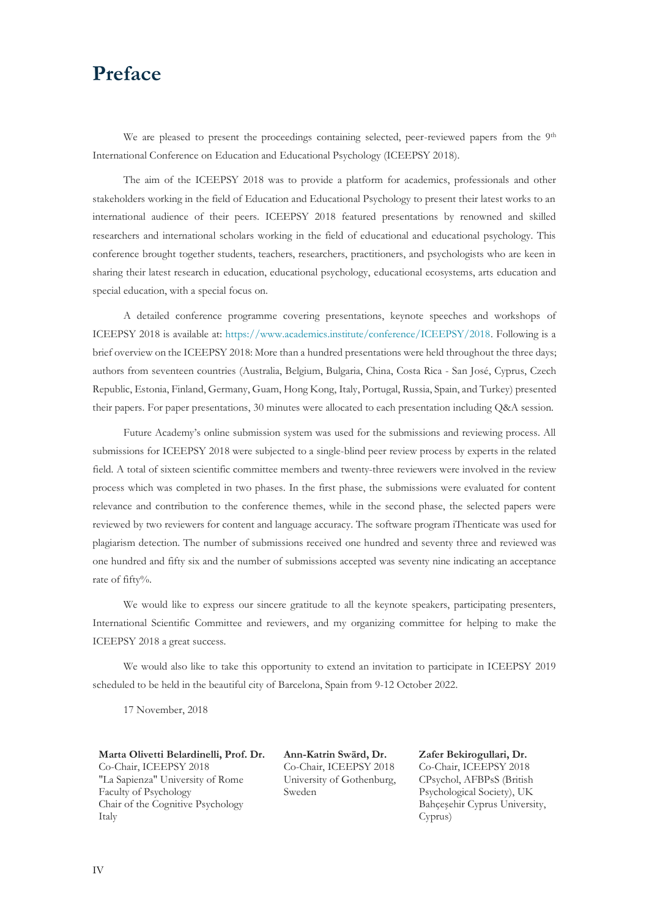# Preface

We are pleased to present the proceedings containing selected, peer-reviewed papers from the 9th International Conference on Education and Educational Psychology (ICEEPSY 2018).

The aim of the ICEEPSY 2018 was to provide a platform for academics, professionals and other stakeholders working in the field of Education and Educational Psychology to present their latest works to an international audience of their peers. ICEEPSY 2018 featured presentations by renowned and skilled researchers and international scholars working in the field of educational and educational psychology. This conference brought together students, teachers, researchers, practitioners, and psychologists who are keen in sharing their latest research in education, educational psychology, educational ecosystems, arts education and special education, with a special focus on.

A detailed conference programme covering presentations, keynote speeches and workshops of ICEEPSY 2018 is available at: https://www.academics.institute/conference/ICEEPSY/2018. Following is a brief overview on the ICEEPSY 2018: More than a hundred presentations were held throughout the three days; authors from seventeen countries (Australia, Belgium, Bulgaria, China, Costa Rica - San José, Cyprus, Czech Republic, Estonia, Finland, Germany, Guam, Hong Kong, Italy, Portugal, Russia, Spain, and Turkey) presented their papers. For paper presentations, 30 minutes were allocated to each presentation including Q&A session.

Future Academy's online submission system was used for the submissions and reviewing process. All submissions for ICEEPSY 2018 were subjected to a single-blind peer review process by experts in the related field. A total of sixteen scientific committee members and twenty-three reviewers were involved in the review process which was completed in two phases. In the first phase, the submissions were evaluated for content relevance and contribution to the conference themes, while in the second phase, the selected papers were reviewed by two reviewers for content and language accuracy. The software program iThenticate was used for plagiarism detection. The number of submissions received one hundred and seventy three and reviewed was one hundred and fifty six and the number of submissions accepted was seventy nine indicating an acceptance rate of fifty%.

We would like to express our sincere gratitude to all the keynote speakers, participating presenters, International Scientific Committee and reviewers, and my organizing committee for helping to make the ICEEPSY 2018 a great success.

We would also like to take this opportunity to extend an invitation to participate in ICEEPSY 2019 scheduled to be held in the beautiful city of Barcelona, Spain from 9-12 October 2022.

17 November, 2018

**Marta Olivetti Belardinelli, Prof. Dr.**
Co-Chair, ICEEPSY 2018
"La Sapienza" University of Rome
Faculty of Psychology
Chair of the Cognitive Psychology
Italy

**Ann-Katrin Swärd, Dr.**
Co-Chair, ICEEPSY 2018
University of Gothenburg,
Sweden

**Zafer Bekirogullari, Dr.**
Co-Chair, ICEEPSY 2018
CPsychol, AFBPsS (British Psychological Society), UK
Bahçeşehir Cyprus University,
Cyprus)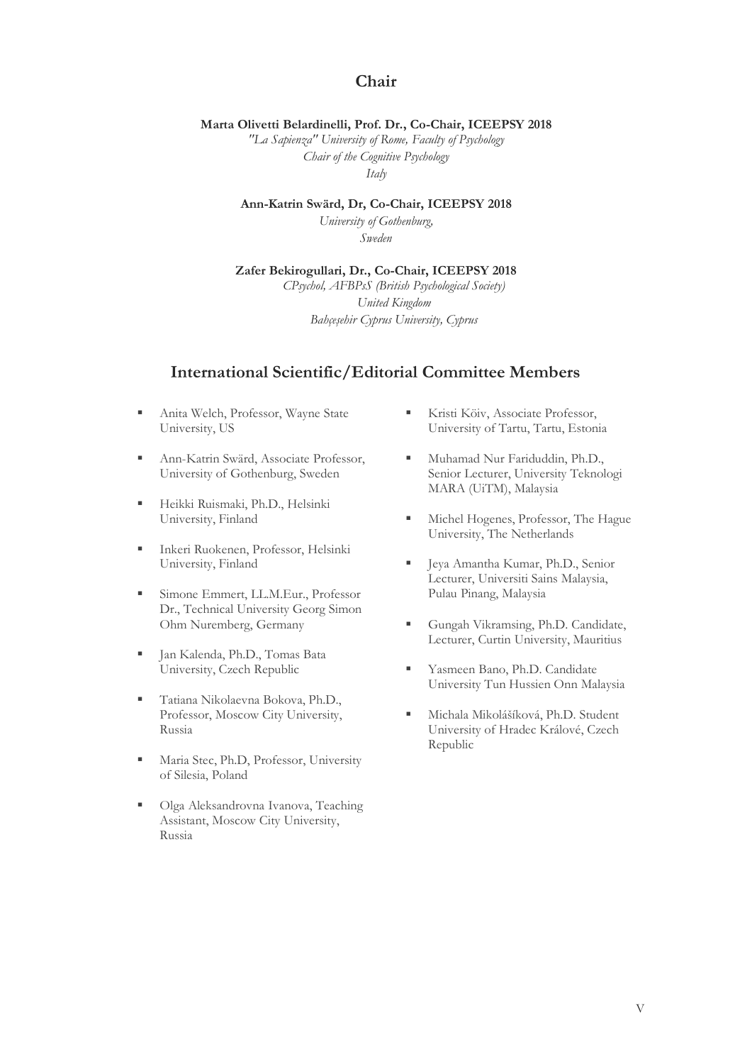## Chair

**Marta Olivetti Belardinelli, Prof. Dr., Co-Chair, ICEEPSY 2018**
*"La Sapienza" University of Rome, Faculty of Psychology*
*Chair of the Cognitive Psychology*
*Italy*

**Ann-Katrin Swärd, Dr, Co-Chair, ICEEPSY 2018**
*University of Gothenburg,*
*Sweden*

**Zafer Bekirogullari, Dr., Co-Chair, ICEEPSY 2018**
*CPsychol, AFBPsS (British Psychological Society)*
*United Kingdom*
*Bahçeşehir Cyprus University, Cyprus*

## International Scientific/Editorial Committee Members

- Anita Welch, Professor, Wayne State University, US
- Ann-Katrin Swärd, Associate Professor, University of Gothenburg, Sweden
- Heikki Ruismaki, Ph.D., Helsinki University, Finland
- Inkeri Ruokenen, Professor, Helsinki University, Finland
- Simone Emmert, LL.M.Eur., Professor Dr., Technical University Georg Simon Ohm Nuremberg, Germany
- Jan Kalenda, Ph.D., Tomas Bata University, Czech Republic
- Tatiana Nikolaevna Bokova, Ph.D., Professor, Moscow City University, Russia
- Maria Stec, Ph.D, Professor, University of Silesia, Poland
- Olga Aleksandrovna Ivanova, Teaching Assistant, Moscow City University, Russia
- Kristi Köiv, Associate Professor, University of Tartu, Tartu, Estonia
- Muhamad Nur Fariduddin, Ph.D., Senior Lecturer, University Teknologi MARA (UiTM), Malaysia
- Michel Hogenes, Professor, The Hague University, The Netherlands
- Jeya Amantha Kumar, Ph.D., Senior Lecturer, Universiti Sains Malaysia, Pulau Pinang, Malaysia
- Gungah Vikramsing, Ph.D. Candidate, Lecturer, Curtin University, Mauritius
- Yasmeen Bano, Ph.D. Candidate University Tun Hussien Onn Malaysia
- Michala Mikolášíková, Ph.D. Student University of Hradec Králové, Czech Republic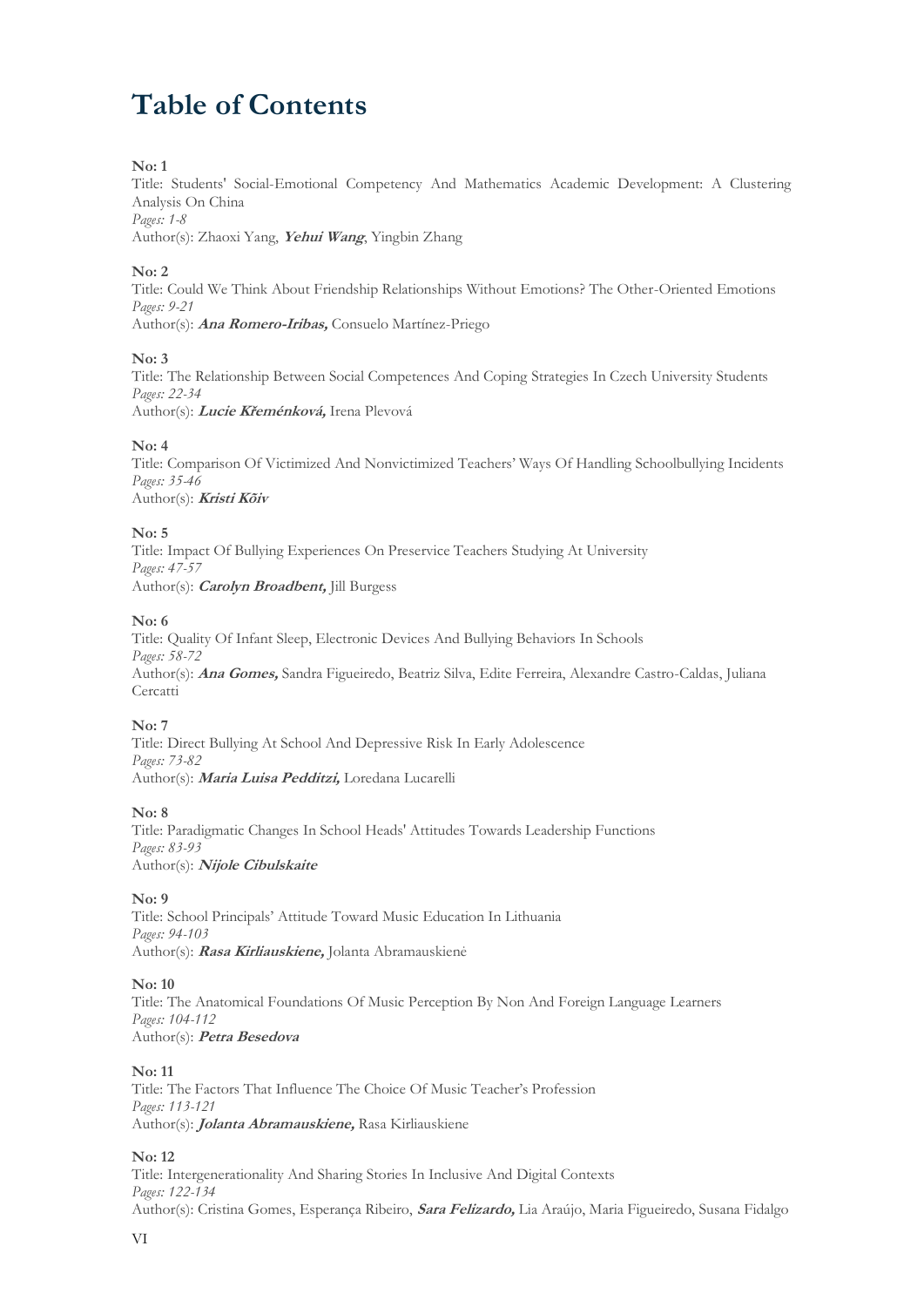# Table of Contents

**No: 1**
Title: Students' Social-Emotional Competency And Mathematics Academic Development: A Clustering Analysis On China
*Pages: 1-8*
Author(s): Zhaoxi Yang, ***Yehui Wang***, Yingbin Zhang

**No: 2**
Title: Could We Think About Friendship Relationships Without Emotions? The Other-Oriented Emotions
*Pages: 9-21*
Author(s): ***Ana Romero-Iribas,*** Consuelo Martínez-Priego

**No: 3**
Title: The Relationship Between Social Competences And Coping Strategies In Czech University Students
*Pages: 22-34*
Author(s): ***Lucie Křeménková,*** Irena Plevová

**No: 4**
Title: Comparison Of Victimized And Nonvictimized Teachers' Ways Of Handling Schoolbullying Incidents
*Pages: 35-46*
Author(s): ***Kristi Kõiv***

**No: 5**
Title: Impact Of Bullying Experiences On Preservice Teachers Studying At University
*Pages: 47-57*
Author(s): ***Carolyn Broadbent,*** Jill Burgess

**No: 6**
Title: Quality Of Infant Sleep, Electronic Devices And Bullying Behaviors In Schools
*Pages: 58-72*
Author(s): ***Ana Gomes,*** Sandra Figueiredo, Beatriz Silva, Edite Ferreira, Alexandre Castro-Caldas, Juliana Cercatti

**No: 7**
Title: Direct Bullying At School And Depressive Risk In Early Adolescence
*Pages: 73-82*
Author(s): ***Maria Luisa Pedditzi,*** Loredana Lucarelli

**No: 8**
Title: Paradigmatic Changes In School Heads' Attitudes Towards Leadership Functions
*Pages: 83-93*
Author(s): ***Nijole Cibulskaite***

**No: 9**
Title: School Principals' Attitude Toward Music Education In Lithuania
*Pages: 94-103*
Author(s): ***Rasa Kirliauskiene,*** Jolanta Abramauskienė

**No: 10**
Title: The Anatomical Foundations Of Music Perception By Non And Foreign Language Learners
*Pages: 104-112*
Author(s): ***Petra Besedova***

**No: 11**
Title: The Factors That Influence The Choice Of Music Teacher's Profession
*Pages: 113-121*
Author(s): ***Jolanta Abramauskiene,*** Rasa Kirliauskiene

**No: 12**
Title: Intergenerationality And Sharing Stories In Inclusive And Digital Contexts
*Pages: 122-134*
Author(s): Cristina Gomes, Esperança Ribeiro, ***Sara Felizardo,*** Lia Araújo, Maria Figueiredo, Susana Fidalgo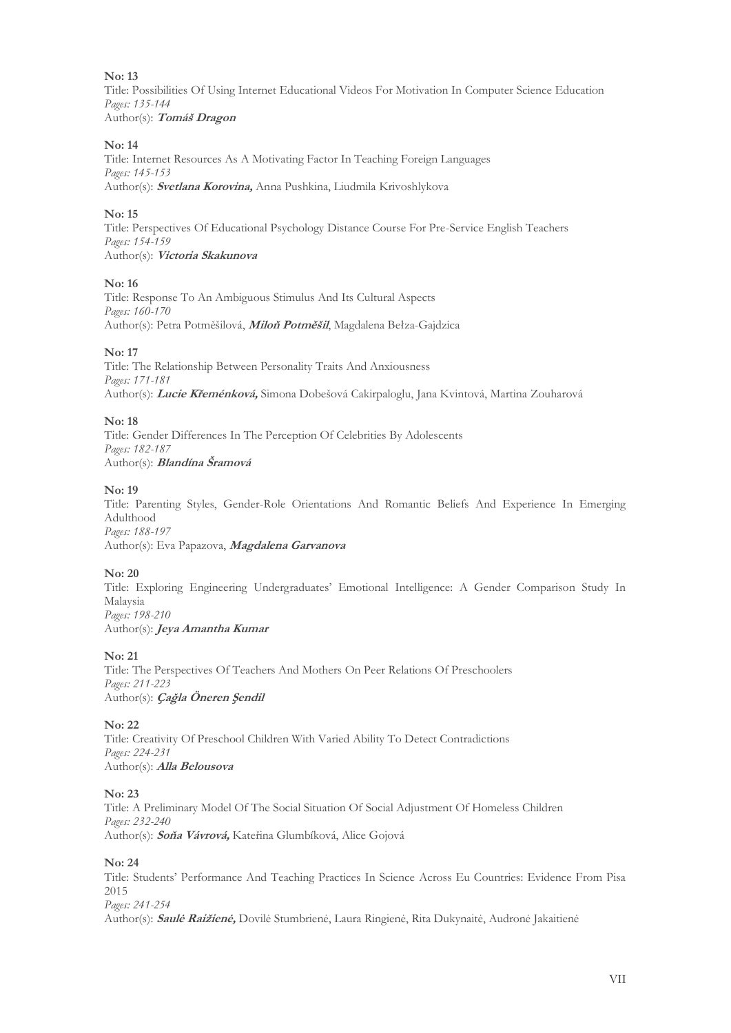**No: 13**
Title: Possibilities Of Using Internet Educational Videos For Motivation In Computer Science Education
*Pages: 135-144*
Author(s): ***Tomáš Dragon***

**No: 14**
Title: Internet Resources As A Motivating Factor In Teaching Foreign Languages
*Pages: 145-153*
Author(s): ***Svetlana Korovina,*** Anna Pushkina, Liudmila Krivoshlykova

**No: 15**
Title: Perspectives Of Educational Psychology Distance Course For Pre-Service English Teachers
*Pages: 154-159*
Author(s): ***Victoria Skakunova***

**No: 16**
Title: Response To An Ambiguous Stimulus And Its Cultural Aspects
*Pages: 160-170*
Author(s): Petra Potměšilová, ***Miloň Potměšil***, Magdalena Bełza-Gajdzica

**No: 17**
Title: The Relationship Between Personality Traits And Anxiousness
*Pages: 171-181*
Author(s): ***Lucie Křeménková,*** Simona Dobešová Cakirpaloglu, Jana Kvintová, Martina Zouharová

**No: 18**
Title: Gender Differences In The Perception Of Celebrities By Adolescents
*Pages: 182-187*
Author(s): ***Blandína Šramová***

**No: 19**
Title: Parenting Styles, Gender-Role Orientations And Romantic Beliefs And Experience In Emerging Adulthood
*Pages: 188-197*
Author(s): Eva Papazova, ***Magdalena Garvanova***

**No: 20**
Title: Exploring Engineering Undergraduates' Emotional Intelligence: A Gender Comparison Study In Malaysia
*Pages: 198-210*
Author(s): ***Jeya Amantha Kumar***

**No: 21**
Title: The Perspectives Of Teachers And Mothers On Peer Relations Of Preschoolers
*Pages: 211-223*
Author(s): ***Çağla Öneren Şendil***

**No: 22**
Title: Creativity Of Preschool Children With Varied Ability To Detect Contradictions
*Pages: 224-231*
Author(s): ***Alla Belousova***

**No: 23**
Title: A Preliminary Model Of The Social Situation Of Social Adjustment Of Homeless Children
*Pages: 232-240*
Author(s): ***Soňa Vávrová,*** Kateřina Glumbíková, Alice Gojová

**No: 24**
Title: Students' Performance And Teaching Practices In Science Across Eu Countries: Evidence From Pisa 2015
*Pages: 241-254*
Author(s): ***Saulė Raižienė,*** Dovilė Stumbrienė, Laura Ringienė, Rita Dukynaitė, Audronė Jakaitienė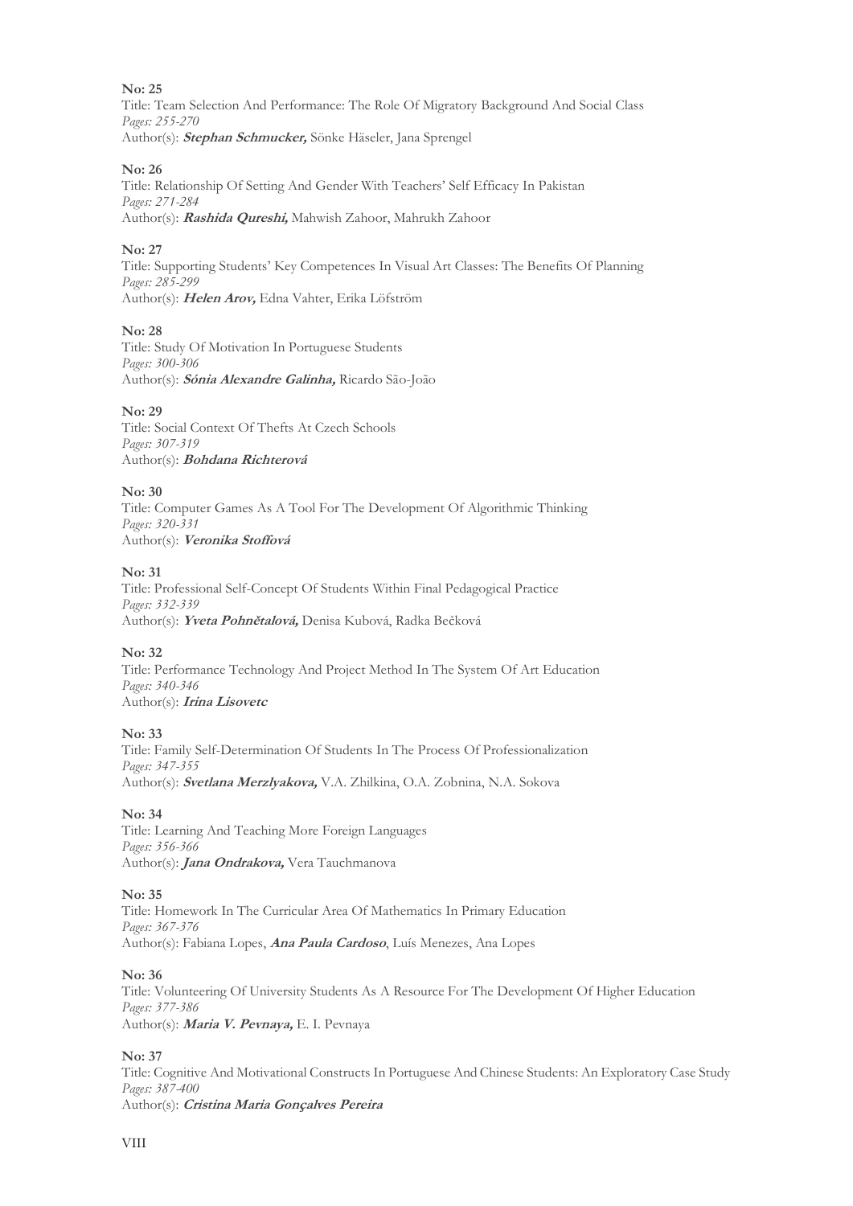**No: 25**
Title: Team Selection And Performance: The Role Of Migratory Background And Social Class
*Pages: 255-270*
Author(s): ***Stephan Schmucker,*** Sönke Häseler, Jana Sprengel

**No: 26**
Title: Relationship Of Setting And Gender With Teachers' Self Efficacy In Pakistan
*Pages: 271-284*
Author(s): ***Rashida Qureshi,*** Mahwish Zahoor, Mahrukh Zahoor

**No: 27**
Title: Supporting Students' Key Competences In Visual Art Classes: The Benefits Of Planning
*Pages: 285-299*
Author(s): ***Helen Arov,*** Edna Vahter, Erika Löfström

**No: 28**
Title: Study Of Motivation In Portuguese Students
*Pages: 300-306*
Author(s): ***Sónia Alexandre Galinha,*** Ricardo São-João

**No: 29**
Title: Social Context Of Thefts At Czech Schools
*Pages: 307-319*
Author(s): ***Bohdana Richterová***

**No: 30**
Title: Computer Games As A Tool For The Development Of Algorithmic Thinking
*Pages: 320-331*
Author(s): ***Veronika Stoffová***

**No: 31**
Title: Professional Self-Concept Of Students Within Final Pedagogical Practice
*Pages: 332-339*
Author(s): ***Yveta Pohnětalová,*** Denisa Kubová, Radka Bečková

**No: 32**
Title: Performance Technology And Project Method In The System Of Art Education
*Pages: 340-346*
Author(s): ***Irina Lisovetc***

**No: 33**
Title: Family Self-Determination Of Students In The Process Of Professionalization
*Pages: 347-355*
Author(s): ***Svetlana Merzlyakova,*** V.A. Zhilkina, O.A. Zobnina, N.A. Sokova

**No: 34**
Title: Learning And Teaching More Foreign Languages
*Pages: 356-366*
Author(s): ***Jana Ondrakova,*** Vera Tauchmanova

**No: 35**
Title: Homework In The Curricular Area Of Mathematics In Primary Education
*Pages: 367-376*
Author(s): Fabiana Lopes, ***Ana Paula Cardoso***, Luís Menezes, Ana Lopes

**No: 36**
Title: Volunteering Of University Students As A Resource For The Development Of Higher Education
*Pages: 377-386*
Author(s): ***Maria V. Pevnaya,*** E. I. Pevnaya

**No: 37**
Title: Cognitive And Motivational Constructs In Portuguese And Chinese Students: An Exploratory Case Study
*Pages: 387-400*
Author(s): ***Cristina Maria Gonçalves Pereira***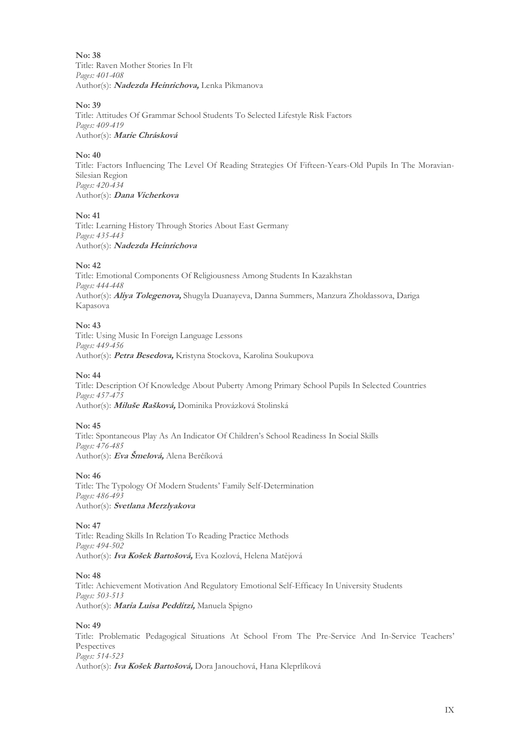**No: 38**
Title: Raven Mother Stories In Flt
*Pages: 401-408*
Author(s): ***Nadezda Heinrichova,*** Lenka Pikmanova

**No: 39**
Title: Attitudes Of Grammar School Students To Selected Lifestyle Risk Factors
*Pages: 409-419*
Author(s): ***Marie Chrásková***

**No: 40**
Title: Factors Influencing The Level Of Reading Strategies Of Fifteen-Years-Old Pupils In The Moravian-Silesian Region
*Pages: 420-434*
Author(s): ***Dana Vicherkova***

**No: 41**
Title: Learning History Through Stories About East Germany
*Pages: 435-443*
Author(s): ***Nadezda Heinrichova***

**No: 42**
Title: Emotional Components Of Religiousness Among Students In Kazakhstan
*Pages: 444-448*
Author(s): ***Aliya Tolegenova,*** Shugyla Duanayeva, Danna Summers, Manzura Zholdassova, Dariga Kapasova

**No: 43**
Title: Using Music In Foreign Language Lessons
*Pages: 449-456*
Author(s): ***Petra Besedova,*** Kristyna Stockova, Karolina Soukupova

**No: 44**
Title: Description Of Knowledge About Puberty Among Primary School Pupils In Selected Countries
*Pages: 457-475*
Author(s): ***Miluše Rašková,*** Dominika Provázková Stolinská

**No: 45**
Title: Spontaneous Play As An Indicator Of Children's School Readiness In Social Skills
*Pages: 476-485*
Author(s): ***Eva Šmelová,*** Alena Berčíková

**No: 46**
Title: The Typology Of Modern Students' Family Self-Determination
*Pages: 486-493*
Author(s): ***Svetlana Merzlyakova***

**No: 47**
Title: Reading Skills In Relation To Reading Practice Methods
*Pages: 494-502*
Author(s): ***Iva Košek Bartošová,*** Eva Kozlová, Helena Matějová

**No: 48**
Title: Achievement Motivation And Regulatory Emotional Self-Efficacy In University Students
*Pages: 503-513*
Author(s): ***Maria Luisa Pedditzi,*** Manuela Spigno

**No: 49**
Title: Problematic Pedagogical Situations At School From The Pre-Service And In-Service Teachers' Pespectives
*Pages: 514-523*
Author(s): ***Iva Košek Bartošová,*** Dora Janouchová, Hana Kleprlíková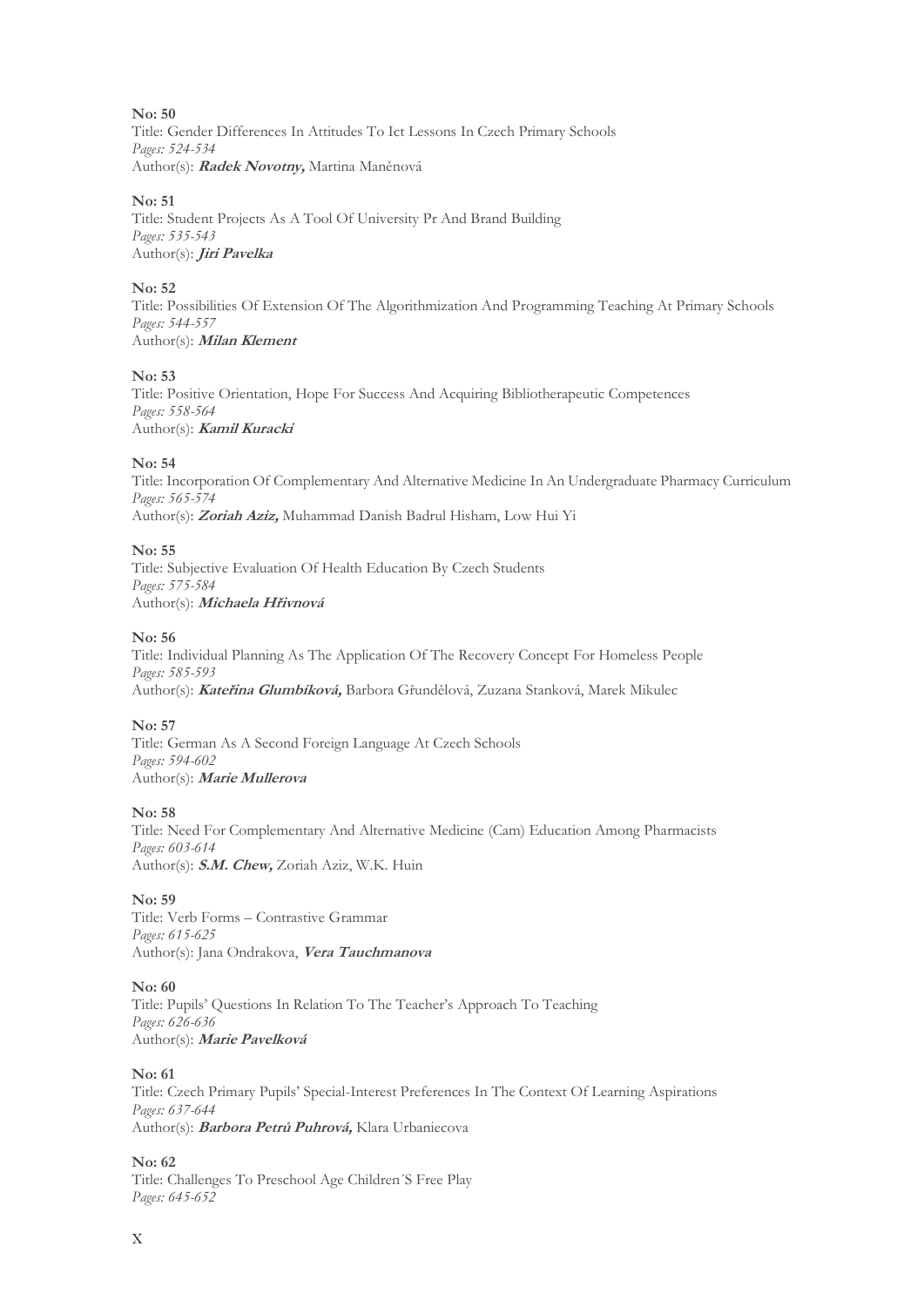**No: 50**
Title: Gender Differences In Attitudes To Ict Lessons In Czech Primary Schools
*Pages: 524-534*
Author(s): ***Radek Novotny,*** Martina Maněnová

**No: 51**
Title: Student Projects As A Tool Of University Pr And Brand Building
*Pages: 535-543*
Author(s): ***Jiri Pavelka***

**No: 52**
Title: Possibilities Of Extension Of The Algorithmization And Programming Teaching At Primary Schools
*Pages: 544-557*
Author(s): ***Milan Klement***

**No: 53**
Title: Positive Orientation, Hope For Success And Acquiring Bibliotherapeutic Competences
*Pages: 558-564*
Author(s): ***Kamil Kuracki***

**No: 54**
Title: Incorporation Of Complementary And Alternative Medicine In An Undergraduate Pharmacy Curriculum
*Pages: 565-574*
Author(s): ***Zoriah Aziz,*** Muhammad Danish Badrul Hisham, Low Hui Yi

**No: 55**
Title: Subjective Evaluation Of Health Education By Czech Students
*Pages: 575-584*
Author(s): ***Michaela Hřivnová***

**No: 56**
Title: Individual Planning As The Application Of The Recovery Concept For Homeless People
*Pages: 585-593*
Author(s): ***Kateřina Glumbíková,*** Barbora Gřundělová, Zuzana Stanková, Marek Mikulec

**No: 57**
Title: German As A Second Foreign Language At Czech Schools
*Pages: 594-602*
Author(s): ***Marie Mullerova***

**No: 58**
Title: Need For Complementary And Alternative Medicine (Cam) Education Among Pharmacists
*Pages: 603-614*
Author(s): ***S.M. Chew,*** Zoriah Aziz, W.K. Huin

**No: 59**
Title: Verb Forms – Contrastive Grammar
*Pages: 615-625*
Author(s): Jana Ondrakova, ***Vera Tauchmanova***

**No: 60**
Title: Pupils' Questions In Relation To The Teacher's Approach To Teaching
*Pages: 626-636*
Author(s): ***Marie Pavelková***

**No: 61**
Title: Czech Primary Pupils' Special-Interest Preferences In The Context Of Learning Aspirations
*Pages: 637-644*
Author(s): ***Barbora Petrů Puhrová,*** Klara Urbaniecova

**No: 62**
Title: Challenges To Preschool Age Children´S Free Play
*Pages: 645-652*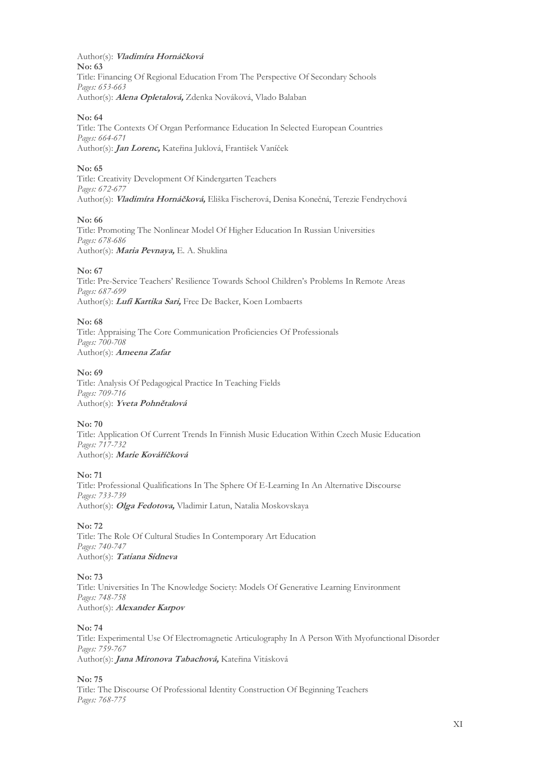Author(s): ***Vladimíra Hornáčková***

**No: 63**
Title: Financing Of Regional Education From The Perspective Of Secondary Schools
*Pages: 653-663*
Author(s): ***Alena Opletalová,*** Zdenka Nováková, Vlado Balaban

**No: 64**
Title: The Contexts Of Organ Performance Education In Selected European Countries
*Pages: 664-671*
Author(s): ***Jan Lorenc,*** Kateřina Juklová, František Vaníček

**No: 65**
Title: Creativity Development Of Kindergarten Teachers
*Pages: 672-677*
Author(s): ***Vladimíra Hornáčková,*** Eliška Fischerová, Denisa Konečná, Terezie Fendrychová

**No: 66**
Title: Promoting The Nonlinear Model Of Higher Education In Russian Universities
*Pages: 678-686*
Author(s): ***Maria Pevnaya,*** E. A. Shuklina

**No: 67**
Title: Pre-Service Teachers' Resilience Towards School Children's Problems In Remote Areas
*Pages: 687-699*
Author(s): ***Lufi Kartika Sari,*** Free De Backer, Koen Lombaerts

**No: 68**
Title: Appraising The Core Communication Proficiencies Of Professionals
*Pages: 700-708*
Author(s): ***Ameena Zafar***

**No: 69**
Title: Analysis Of Pedagogical Practice In Teaching Fields
*Pages: 709-716*
Author(s): ***Yveta Pohnětalová***

**No: 70**
Title: Application Of Current Trends In Finnish Music Education Within Czech Music Education
*Pages: 717-732*
Author(s): ***Marie Kovářičková***

**No: 71**
Title: Professional Qualifications In The Sphere Of E-Learning In An Alternative Discourse
*Pages: 733-739*
Author(s): ***Olga Fedotova,*** Vladimir Latun, Natalia Moskovskaya

**No: 72**
Title: The Role Of Cultural Studies In Contemporary Art Education
*Pages: 740-747*
Author(s): ***Tatiana Sidneva***

**No: 73**
Title: Universities In The Knowledge Society: Models Of Generative Learning Environment
*Pages: 748-758*
Author(s): ***Alexander Karpov***

**No: 74**
Title: Experimental Use Of Electromagnetic Articulography In A Person With Myofunctional Disorder
*Pages: 759-767*
Author(s): ***Jana Mironova Tabachová,*** Kateřina Vitásková

**No: 75**
Title: The Discourse Of Professional Identity Construction Of Beginning Teachers
*Pages: 768-775*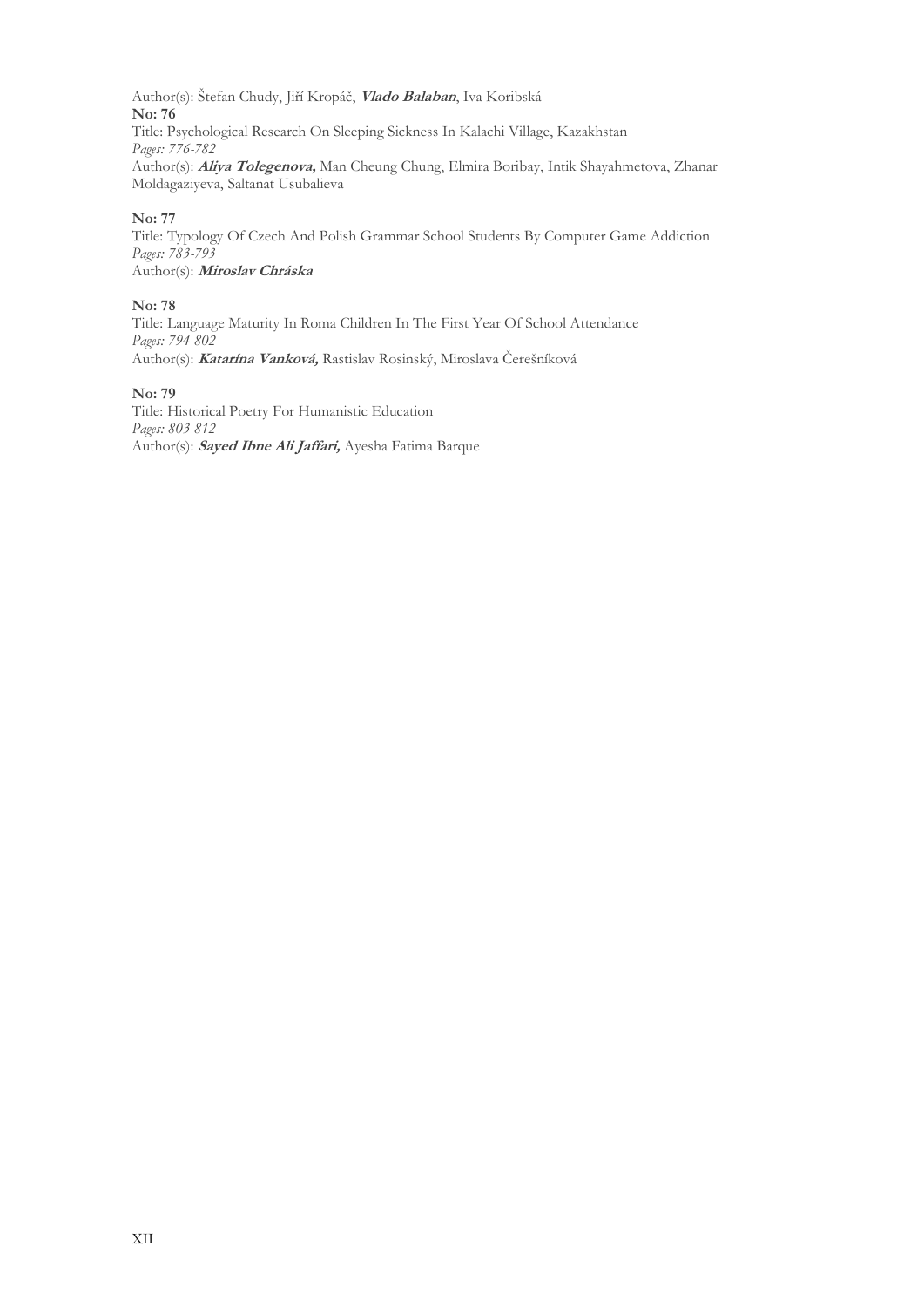Author(s): Štefan Chudy, Jiří Kropáč, ***Vlado Balaban***, Iva Koribská

**No: 76**
Title: Psychological Research On Sleeping Sickness In Kalachi Village, Kazakhstan
*Pages: 776-782*
Author(s): ***Aliya Tolegenova,*** Man Cheung Chung, Elmira Boribay, Intik Shayahmetova, Zhanar Moldagaziyeva, Saltanat Usubalieva

**No: 77**
Title: Typology Of Czech And Polish Grammar School Students By Computer Game Addiction
*Pages: 783-793*
Author(s): ***Miroslav Chráska***

**No: 78**
Title: Language Maturity In Roma Children In The First Year Of School Attendance
*Pages: 794-802*
Author(s): ***Katarína Vanková,*** Rastislav Rosinský, Miroslava Čerešníková

**No: 79**
Title: Historical Poetry For Humanistic Education
*Pages: 803-812*
Author(s): ***Sayed Ibne Ali Jaffari,*** Ayesha Fatima Barque